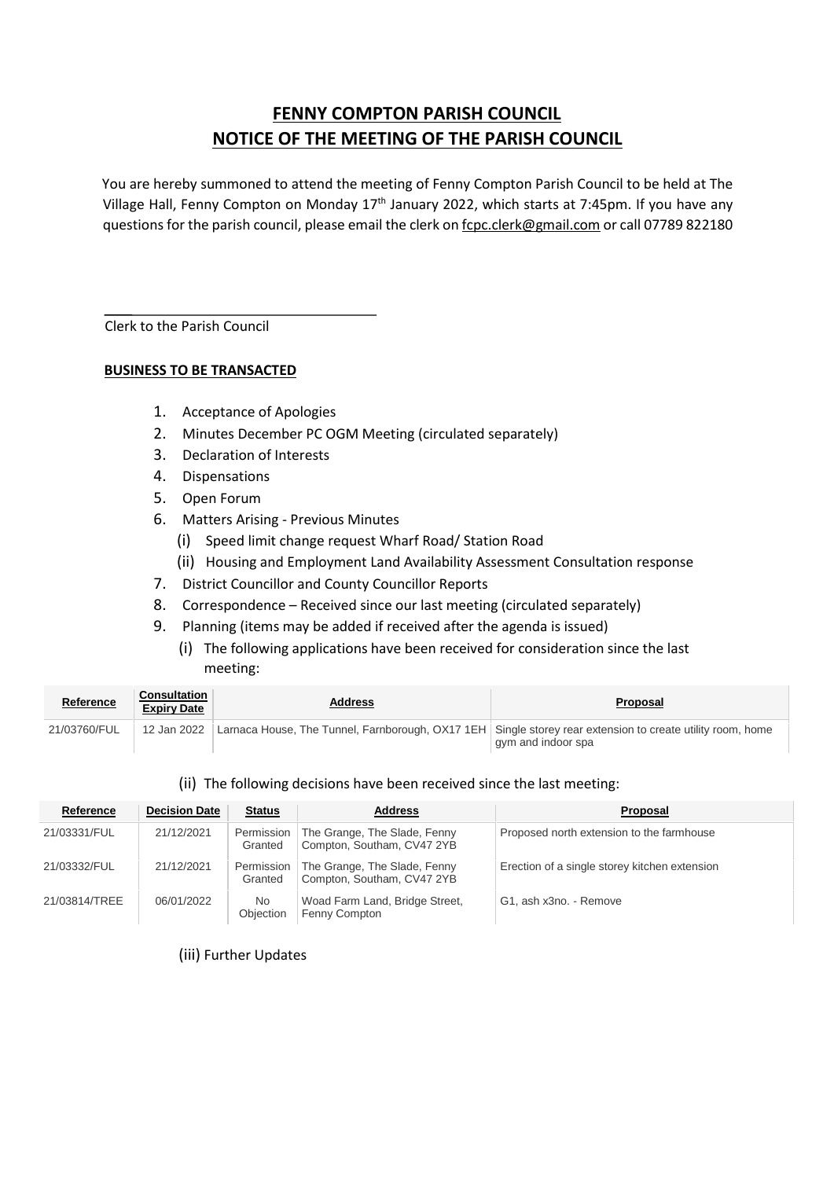# **FENNY COMPTON PARISH COUNCIL**
# **NOTICE OF THE MEETING OF THE PARISH COUNCIL**

You are hereby summoned to attend the meeting of Fenny Compton Parish Council to be held at The Village Hall, Fenny Compton on Monday 17th January 2022, which starts at 7:45pm. If you have any questions for the parish council, please email the clerk on fcpc.clerk@gmail.com or call 07789 822180

Clerk to the Parish Council

**BUSINESS TO BE TRANSACTED**

1. Acceptance of Apologies
2. Minutes December PC OGM Meeting (circulated separately)
3. Declaration of Interests
4. Dispensations
5. Open Forum
6. Matters Arising - Previous Minutes
   (i) Speed limit change request Wharf Road/ Station Road
   (ii) Housing and Employment Land Availability Assessment Consultation response
7. District Councillor and County Councillor Reports
8. Correspondence – Received since our last meeting (circulated separately)
9. Planning (items may be added if received after the agenda is issued)
   (i) The following applications have been received for consideration since the last meeting:

| Reference | Consultation Expiry Date | Address | Proposal |
|---|---|---|---|
| 21/03760/FUL | 12 Jan 2022 | Larnaca House, The Tunnel, Farnborough, OX17 1EH | Single storey rear extension to create utility room, home gym and indoor spa |

   (ii) The following decisions have been received since the last meeting:

| Reference | Decision Date | Status | Address | Proposal |
|---|---|---|---|---|
| 21/03331/FUL | 21/12/2021 | Permission Granted | The Grange, The Slade, Fenny Compton, Southam, CV47 2YB | Proposed north extension to the farmhouse |
| 21/03332/FUL | 21/12/2021 | Permission Granted | The Grange, The Slade, Fenny Compton, Southam, CV47 2YB | Erection of a single storey kitchen extension |
| 21/03814/TREE | 06/01/2022 | No Objection | Woad Farm Land, Bridge Street, Fenny Compton | G1, ash x3no. - Remove |

   (iii) Further Updates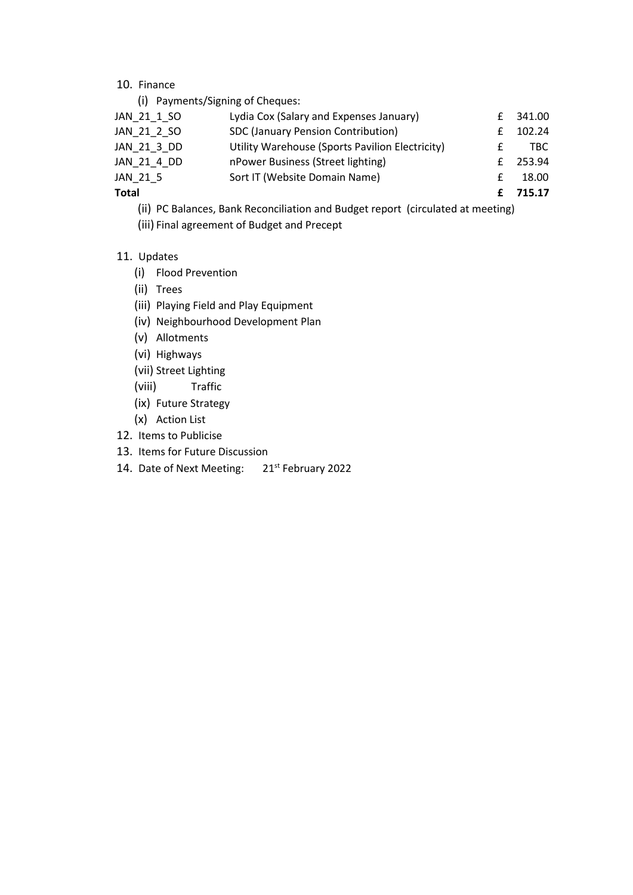10. Finance

    (i) Payments/Signing of Cheques:

| | | | |
|---|---|---|---|
| JAN_21_1_SO | Lydia Cox (Salary and Expenses January) | £ | 341.00 |
| JAN_21_2_SO | SDC (January Pension Contribution) | £ | 102.24 |
| JAN_21_3_DD | Utility Warehouse (Sports Pavilion Electricity) | £ | TBC |
| JAN_21_4_DD | nPower Business (Street lighting) | £ | 253.94 |
| JAN_21_5 | Sort IT (Website Domain Name) | £ | 18.00 |
| **Total** | | **£** | **715.17** |

    (ii) PC Balances, Bank Reconciliation and Budget report (circulated at meeting)

    (iii) Final agreement of Budget and Precept

11. Updates
    (i) Flood Prevention
    (ii) Trees
    (iii) Playing Field and Play Equipment
    (iv) Neighbourhood Development Plan
    (v) Allotments
    (vi) Highways
    (vii) Street Lighting
    (viii) Traffic
    (ix) Future Strategy
    (x) Action List
12. Items to Publicise
13. Items for Future Discussion
14. Date of Next Meeting: 21st February 2022